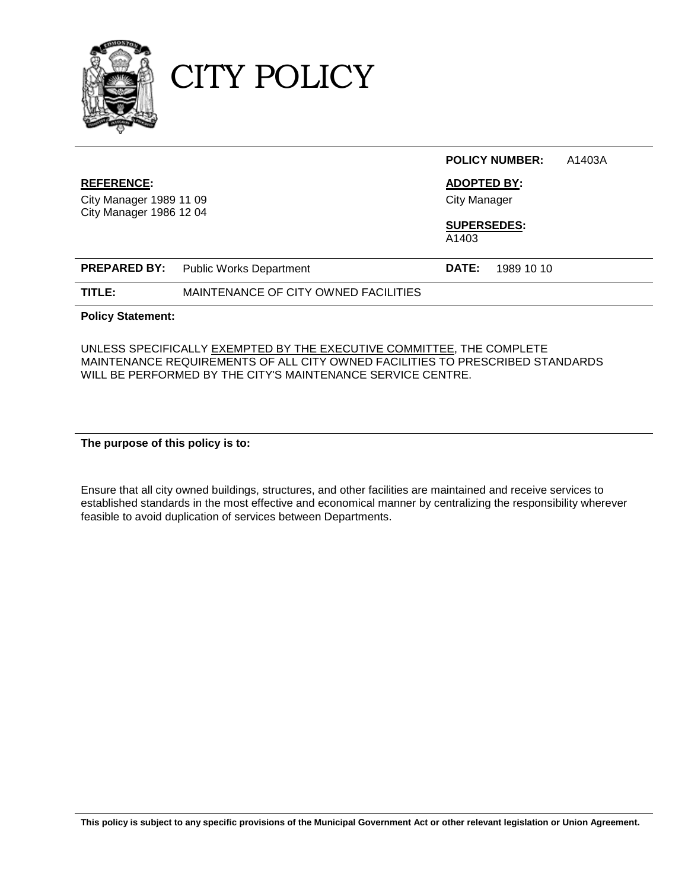# CITY POLICY

| | |
|---|---|
| **REFERENCE:** City Manager 1989 11 09, City Manager 1986 12 04 | **POLICY NUMBER:** A1403A |
| | **ADOPTED BY:** City Manager |
| | **SUPERSEDES:** A1403 |
| **PREPARED BY:** Public Works Department | **DATE:** 1989 10 10 |
| **TITLE:** MAINTENANCE OF CITY OWNED FACILITIES | |

**Policy Statement:**

UNLESS SPECIFICALLY <u>EXEMPTED BY THE EXECUTIVE COMMITTEE</u>, THE COMPLETE MAINTENANCE REQUIREMENTS OF ALL CITY OWNED FACILITIES TO PRESCRIBED STANDARDS WILL BE PERFORMED BY THE CITY'S MAINTENANCE SERVICE CENTRE.

**The purpose of this policy is to:**

Ensure that all city owned buildings, structures, and other facilities are maintained and receive services to established standards in the most effective and economical manner by centralizing the responsibility wherever feasible to avoid duplication of services between Departments.

**This policy is subject to any specific provisions of the Municipal Government Act or other relevant legislation or Union Agreement.**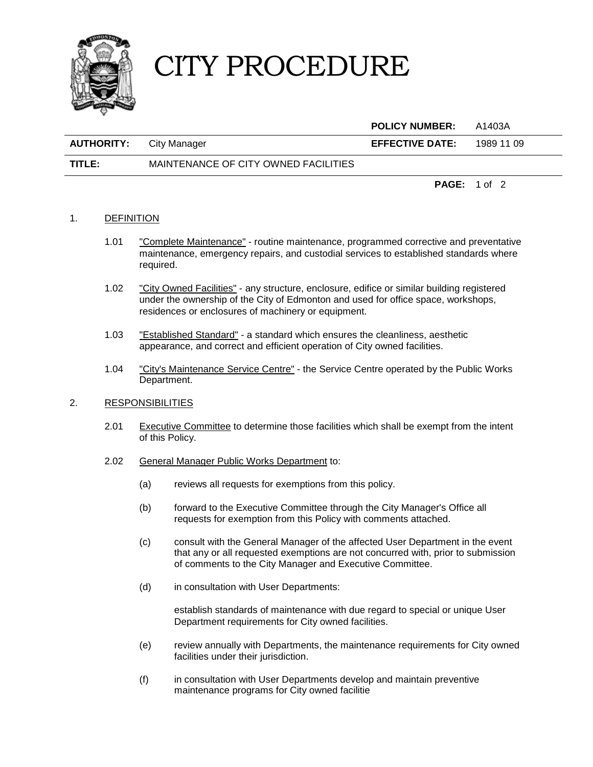# CITY PROCEDURE

| | | **POLICY NUMBER:** | A1403A |
|---|---|---|---|
| **AUTHORITY:** | City Manager | **EFFECTIVE DATE:** | 1989 11 09 |
| **TITLE:** | MAINTENANCE OF CITY OWNED FACILITIES | | |

1. DEFINITION

   1.01 "Complete Maintenance" - routine maintenance, programmed corrective and preventative maintenance, emergency repairs, and custodial services to established standards where required.

   1.02 "City Owned Facilities" - any structure, enclosure, edifice or similar building registered under the ownership of the City of Edmonton and used for office space, workshops, residences or enclosures of machinery or equipment.

   1.03 "Established Standard" - a standard which ensures the cleanliness, aesthetic appearance, and correct and efficient operation of City owned facilities.

   1.04 "City's Maintenance Service Centre" - the Service Centre operated by the Public Works Department.

2. RESPONSIBILITIES

   2.01 Executive Committee to determine those facilities which shall be exempt from the intent of this Policy.

   2.02 General Manager Public Works Department to:

   (a) reviews all requests for exemptions from this policy.

   (b) forward to the Executive Committee through the City Manager's Office all requests for exemption from this Policy with comments attached.

   (c) consult with the General Manager of the affected User Department in the event that any or all requested exemptions are not concurred with, prior to submission of comments to the City Manager and Executive Committee.

   (d) in consultation with User Departments:

   establish standards of maintenance with due regard to special or unique User Department requirements for City owned facilities.

   (e) review annually with Departments, the maintenance requirements for City owned facilities under their jurisdiction.

   (f) in consultation with User Departments develop and maintain preventive maintenance programs for City owned facilitie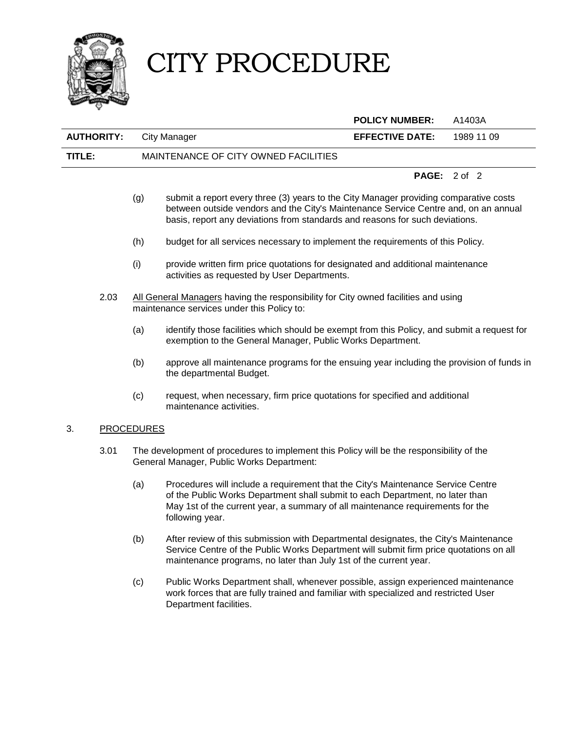(g) submit a report every three (3) years to the City Manager providing comparative costs between outside vendors and the City's Maintenance Service Centre and, on an annual basis, report any deviations from standards and reasons for such deviations.

(h) budget for all services necessary to implement the requirements of this Policy.

(i) provide written firm price quotations for designated and additional maintenance activities as requested by User Departments.

2.03 All General Managers having the responsibility for City owned facilities and using maintenance services under this Policy to:

(a) identify those facilities which should be exempt from this Policy, and submit a request for exemption to the General Manager, Public Works Department.

(b) approve all maintenance programs for the ensuing year including the provision of funds in the departmental Budget.

(c) request, when necessary, firm price quotations for specified and additional maintenance activities.

## 3. PROCEDURES

3.01 The development of procedures to implement this Policy will be the responsibility of the General Manager, Public Works Department:

(a) Procedures will include a requirement that the City's Maintenance Service Centre of the Public Works Department shall submit to each Department, no later than May 1st of the current year, a summary of all maintenance requirements for the following year.

(b) After review of this submission with Departmental designates, the City's Maintenance Service Centre of the Public Works Department will submit firm price quotations on all maintenance programs, no later than July 1st of the current year.

(c) Public Works Department shall, whenever possible, assign experienced maintenance work forces that are fully trained and familiar with specialized and restricted User Department facilities.